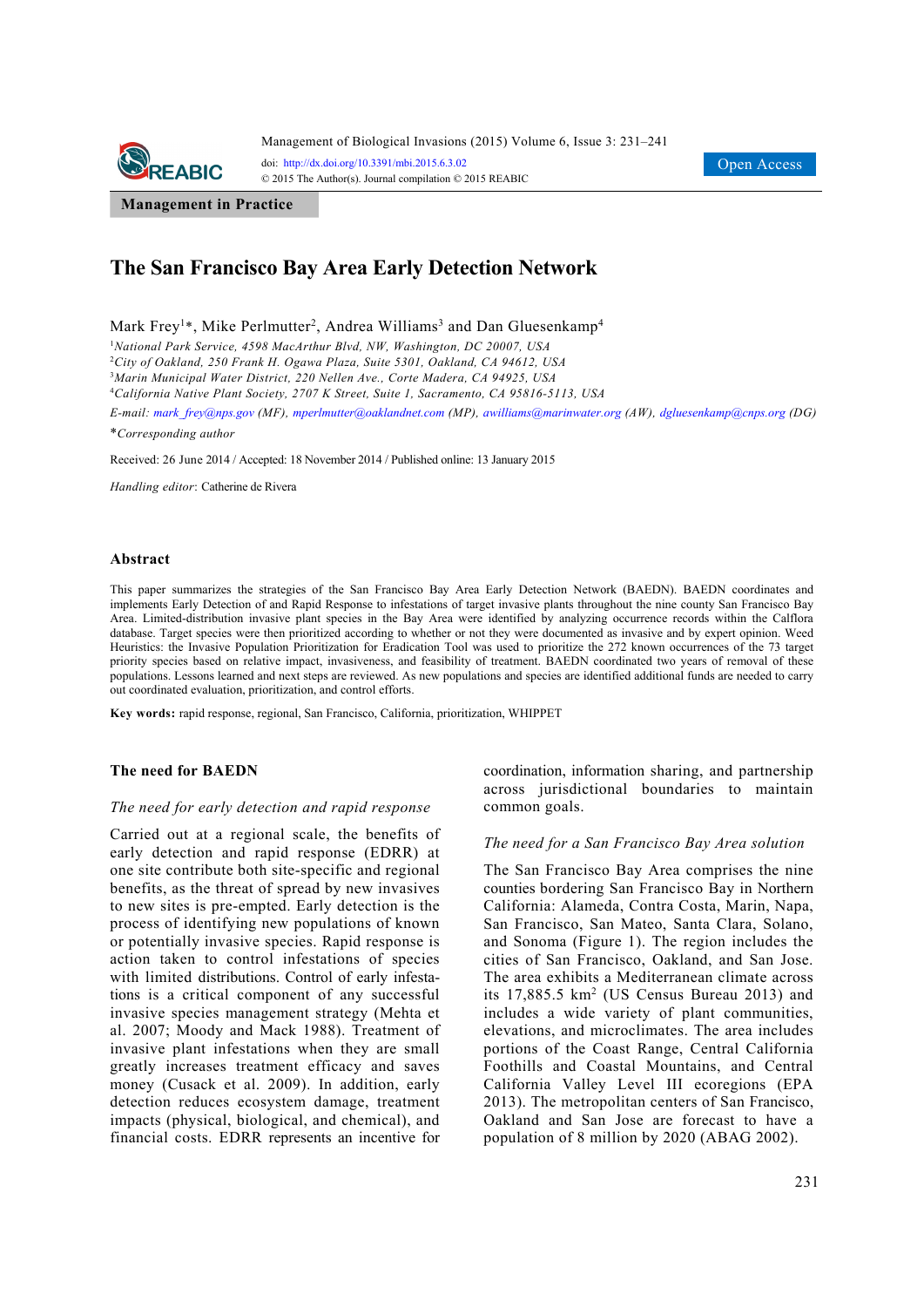Management in Practice

# The San Francisco Bay Area Early Detection Network

Mark Frey[1]*, Mike Perlmutter[2], Andrea Williams[3] and Dan Gluesenkamp[4]

[1]*National Park Service, 4598 MacArthur Blvd, NW, Washington, DC 20007, USA*
[2]*City of Oakland, 250 Frank H. Ogawa Plaza, Suite 5301, Oakland, CA 94612, USA*
[3]*Marin Municipal Water District, 220 Nellen Ave., Corte Madera, CA 94925, USA*
[4]*California Native Plant Society, 2707 K Street, Suite 1, Sacramento, CA 95816-5113, USA*

*E-mail:* mark_frey@nps.gov (MF), mperlmutter@oaklandnet.com (MP), awilliams@marinwater.org (AW), dgluesenkamp@cnps.org (DG)

**Corresponding author*

Received: 26 June 2014 / Accepted: 18 November 2014 / Published online: 13 January 2015

*Handling editor*: Catherine de Rivera

## Abstract

This paper summarizes the strategies of the San Francisco Bay Area Early Detection Network (BAEDN). BAEDN coordinates and implements Early Detection of and Rapid Response to infestations of target invasive plants throughout the nine county San Francisco Bay Area. Limited-distribution invasive plant species in the Bay Area were identified by analyzing occurrence records within the Calflora database. Target species were then prioritized according to whether or not they were documented as invasive and by expert opinion. Weed Heuristics: the Invasive Population Prioritization for Eradication Tool was used to prioritize the 272 known occurrences of the 73 target priority species based on relative impact, invasiveness, and feasibility of treatment. BAEDN coordinated two years of removal of these populations. Lessons learned and next steps are reviewed. As new populations and species are identified additional funds are needed to carry out coordinated evaluation, prioritization, and control efforts.

**Key words:** rapid response, regional, San Francisco, California, prioritization, WHIPPET

## The need for BAEDN

### *The need for early detection and rapid response*

Carried out at a regional scale, the benefits of early detection and rapid response (EDRR) at one site contribute both site-specific and regional benefits, as the threat of spread by new invasives to new sites is pre-empted. Early detection is the process of identifying new populations of known or potentially invasive species. Rapid response is action taken to control infestations of species with limited distributions. Control of early infestations is a critical component of any successful invasive species management strategy (Mehta et al. 2007; Moody and Mack 1988). Treatment of invasive plant infestations when they are small greatly increases treatment efficacy and saves money (Cusack et al. 2009). In addition, early detection reduces ecosystem damage, treatment impacts (physical, biological, and chemical), and financial costs. EDRR represents an incentive for coordination, information sharing, and partnership across jurisdictional boundaries to maintain common goals.

### *The need for a San Francisco Bay Area solution*

The San Francisco Bay Area comprises the nine counties bordering San Francisco Bay in Northern California: Alameda, Contra Costa, Marin, Napa, San Francisco, San Mateo, Santa Clara, Solano, and Sonoma (Figure 1). The region includes the cities of San Francisco, Oakland, and San Jose. The area exhibits a Mediterranean climate across its 17,885.5 km$^2$ (US Census Bureau 2013) and includes a wide variety of plant communities, elevations, and microclimates. The area includes portions of the Coast Range, Central California Foothills and Coastal Mountains, and Central California Valley Level III ecoregions (EPA 2013). The metropolitan centers of San Francisco, Oakland and San Jose are forecast to have a population of 8 million by 2020 (ABAG 2002).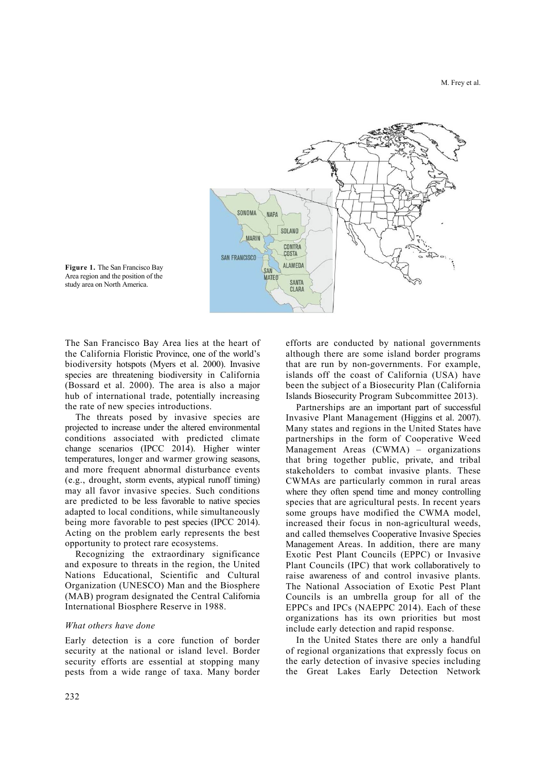**Figure 1.** The San Francisco Bay Area region and the position of the study area on North America.

The San Francisco Bay Area lies at the heart of the California Floristic Province, one of the world's biodiversity hotspots (Myers et al. 2000). Invasive species are threatening biodiversity in California (Bossard et al. 2000). The area is also a major hub of international trade, potentially increasing the rate of new species introductions.

The threats posed by invasive species are projected to increase under the altered environmental conditions associated with predicted climate change scenarios (IPCC 2014). Higher winter temperatures, longer and warmer growing seasons, and more frequent abnormal disturbance events (e.g., drought, storm events, atypical runoff timing) may all favor invasive species. Such conditions are predicted to be less favorable to native species adapted to local conditions, while simultaneously being more favorable to pest species (IPCC 2014). Acting on the problem early represents the best opportunity to protect rare ecosystems.

Recognizing the extraordinary significance and exposure to threats in the region, the United Nations Educational, Scientific and Cultural Organization (UNESCO) Man and the Biosphere (MAB) program designated the Central California International Biosphere Reserve in 1988.

### *What others have done*

Early detection is a core function of border security at the national or island level. Border security efforts are essential at stopping many pests from a wide range of taxa. Many border efforts are conducted by national governments although there are some island border programs that are run by non-governments. For example, islands off the coast of California (USA) have been the subject of a Biosecurity Plan (California Islands Biosecurity Program Subcommittee 2013).

Partnerships are an important part of successful Invasive Plant Management (Higgins et al. 2007). Many states and regions in the United States have partnerships in the form of Cooperative Weed Management Areas (CWMA) – organizations that bring together public, private, and tribal stakeholders to combat invasive plants. These CWMAs are particularly common in rural areas where they often spend time and money controlling species that are agricultural pests. In recent years some groups have modified the CWMA model, increased their focus in non-agricultural weeds, and called themselves Cooperative Invasive Species Management Areas. In addition, there are many Exotic Pest Plant Councils (EPPC) or Invasive Plant Councils (IPC) that work collaboratively to raise awareness of and control invasive plants. The National Association of Exotic Pest Plant Councils is an umbrella group for all of the EPPCs and IPCs (NAEPPC 2014). Each of these organizations has its own priorities but most include early detection and rapid response.

In the United States there are only a handful of regional organizations that expressly focus on the early detection of invasive species including the Great Lakes Early Detection Network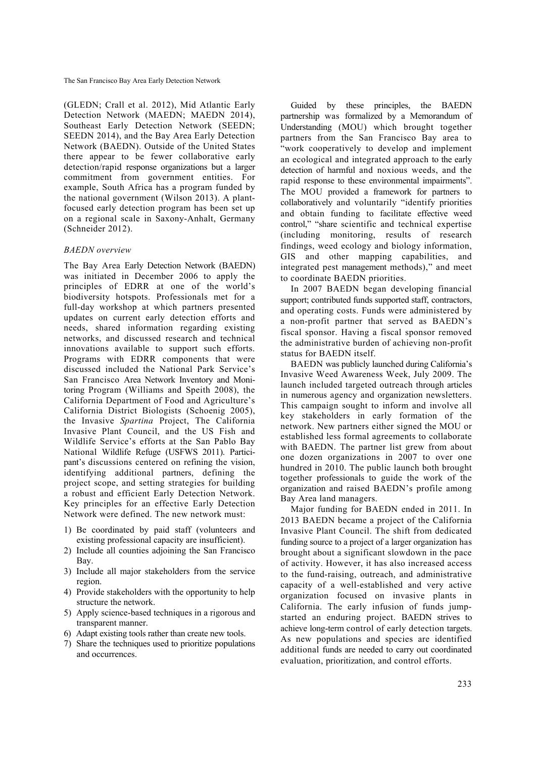(GLEDN; Crall et al. 2012), Mid Atlantic Early Detection Network (MAEDN; MAEDN 2014), Southeast Early Detection Network (SEEDN; SEEDN 2014), and the Bay Area Early Detection Network (BAEDN). Outside of the United States there appear to be fewer collaborative early detection/rapid response organizations but a larger commitment from government entities. For example, South Africa has a program funded by the national government (Wilson 2013). A plant-focused early detection program has been set up on a regional scale in Saxony-Anhalt, Germany (Schneider 2012).

### *BAEDN overview*

The Bay Area Early Detection Network (BAEDN) was initiated in December 2006 to apply the principles of EDRR at one of the world's biodiversity hotspots. Professionals met for a full-day workshop at which partners presented updates on current early detection efforts and needs, shared information regarding existing networks, and discussed research and technical innovations available to support such efforts. Programs with EDRR components that were discussed included the National Park Service's San Francisco Area Network Inventory and Monitoring Program (Williams and Speith 2008), the California Department of Food and Agriculture's California District Biologists (Schoenig 2005), the Invasive *Spartina* Project, The California Invasive Plant Council, and the US Fish and Wildlife Service's efforts at the San Pablo Bay National Wildlife Refuge (USFWS 2011). Participant's discussions centered on refining the vision, identifying additional partners, defining the project scope, and setting strategies for building a robust and efficient Early Detection Network. Key principles for an effective Early Detection Network were defined. The new network must:

1) Be coordinated by paid staff (volunteers and existing professional capacity are insufficient).
2) Include all counties adjoining the San Francisco Bay.
3) Include all major stakeholders from the service region.
4) Provide stakeholders with the opportunity to help structure the network.
5) Apply science-based techniques in a rigorous and transparent manner.
6) Adapt existing tools rather than create new tools.
7) Share the techniques used to prioritize populations and occurrences.

Guided by these principles, the BAEDN partnership was formalized by a Memorandum of Understanding (MOU) which brought together partners from the San Francisco Bay area to "work cooperatively to develop and implement an ecological and integrated approach to the early detection of harmful and noxious weeds, and the rapid response to these environmental impairments". The MOU provided a framework for partners to collaboratively and voluntarily "identify priorities and obtain funding to facilitate effective weed control," "share scientific and technical expertise (including monitoring, results of research findings, weed ecology and biology information, GIS and other mapping capabilities, and integrated pest management methods)," and meet to coordinate BAEDN priorities.

In 2007 BAEDN began developing financial support; contributed funds supported staff, contractors, and operating costs. Funds were administered by a non-profit partner that served as BAEDN's fiscal sponsor. Having a fiscal sponsor removed the administrative burden of achieving non-profit status for BAEDN itself.

BAEDN was publicly launched during California's Invasive Weed Awareness Week, July 2009. The launch included targeted outreach through articles in numerous agency and organization newsletters. This campaign sought to inform and involve all key stakeholders in early formation of the network. New partners either signed the MOU or established less formal agreements to collaborate with BAEDN. The partner list grew from about one dozen organizations in 2007 to over one hundred in 2010. The public launch both brought together professionals to guide the work of the organization and raised BAEDN's profile among Bay Area land managers.

Major funding for BAEDN ended in 2011. In 2013 BAEDN became a project of the California Invasive Plant Council. The shift from dedicated funding source to a project of a larger organization has brought about a significant slowdown in the pace of activity. However, it has also increased access to the fund-raising, outreach, and administrative capacity of a well-established and very active organization focused on invasive plants in California. The early infusion of funds jump-started an enduring project. BAEDN strives to achieve long-term control of early detection targets. As new populations and species are identified additional funds are needed to carry out coordinated evaluation, prioritization, and control efforts.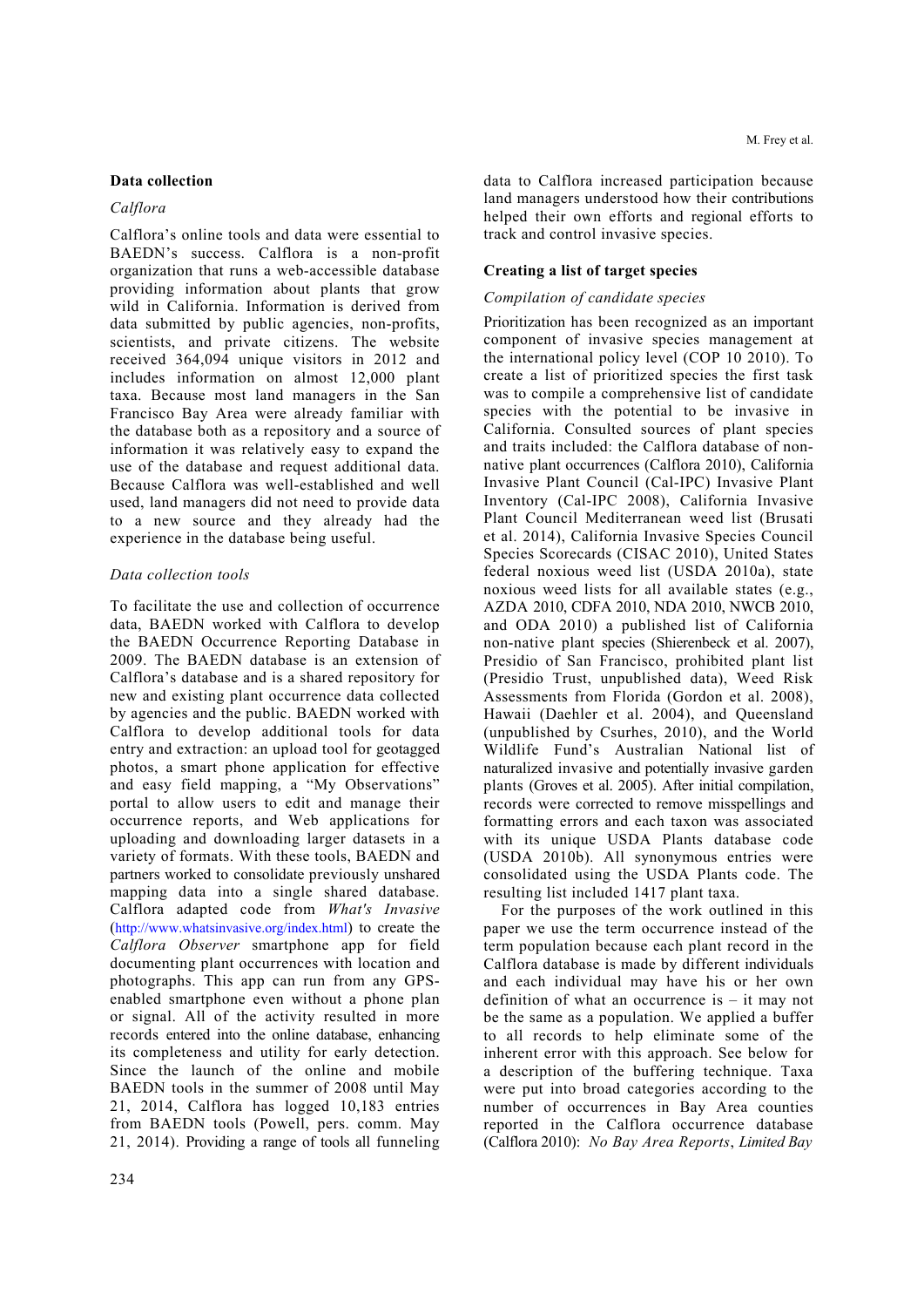## Data collection

### *Calflora*

Calflora's online tools and data were essential to BAEDN's success. Calflora is a non-profit organization that runs a web-accessible database providing information about plants that grow wild in California. Information is derived from data submitted by public agencies, non-profits, scientists, and private citizens. The website received 364,094 unique visitors in 2012 and includes information on almost 12,000 plant taxa. Because most land managers in the San Francisco Bay Area were already familiar with the database both as a repository and a source of information it was relatively easy to expand the use of the database and request additional data. Because Calflora was well-established and well used, land managers did not need to provide data to a new source and they already had the experience in the database being useful.

### *Data collection tools*

To facilitate the use and collection of occurrence data, BAEDN worked with Calflora to develop the BAEDN Occurrence Reporting Database in 2009. The BAEDN database is an extension of Calflora's database and is a shared repository for new and existing plant occurrence data collected by agencies and the public. BAEDN worked with Calflora to develop additional tools for data entry and extraction: an upload tool for geotagged photos, a smart phone application for effective and easy field mapping, a "My Observations" portal to allow users to edit and manage their occurrence reports, and Web applications for uploading and downloading larger datasets in a variety of formats. With these tools, BAEDN and partners worked to consolidate previously unshared mapping data into a single shared database. Calflora adapted code from *What's Invasive* (http://www.whatsinvasive.org/index.html) to create the *Calflora Observer* smartphone app for field documenting plant occurrences with location and photographs. This app can run from any GPS-enabled smartphone even without a phone plan or signal. All of the activity resulted in more records entered into the online database, enhancing its completeness and utility for early detection. Since the launch of the online and mobile BAEDN tools in the summer of 2008 until May 21, 2014, Calflora has logged 10,183 entries from BAEDN tools (Powell, pers. comm. May 21, 2014). Providing a range of tools all funneling data to Calflora increased participation because land managers understood how their contributions helped their own efforts and regional efforts to track and control invasive species.

## Creating a list of target species

### *Compilation of candidate species*

Prioritization has been recognized as an important component of invasive species management at the international policy level (COP 10 2010). To create a list of prioritized species the first task was to compile a comprehensive list of candidate species with the potential to be invasive in California. Consulted sources of plant species and traits included: the Calflora database of non-native plant occurrences (Calflora 2010), California Invasive Plant Council (Cal-IPC) Invasive Plant Inventory (Cal-IPC 2008), California Invasive Plant Council Mediterranean weed list (Brusati et al. 2014), California Invasive Species Council Species Scorecards (CISAC 2010), United States federal noxious weed list (USDA 2010a), state noxious weed lists for all available states (e.g., AZDA 2010, CDFA 2010, NDA 2010, NWCB 2010, and ODA 2010) a published list of California non-native plant species (Shierenbeck et al. 2007), Presidio of San Francisco, prohibited plant list (Presidio Trust, unpublished data), Weed Risk Assessments from Florida (Gordon et al. 2008), Hawaii (Daehler et al. 2004), and Queensland (unpublished by Csurhes, 2010), and the World Wildlife Fund's Australian National list of naturalized invasive and potentially invasive garden plants (Groves et al. 2005). After initial compilation, records were corrected to remove misspellings and formatting errors and each taxon was associated with its unique USDA Plants database code (USDA 2010b). All synonymous entries were consolidated using the USDA Plants code. The resulting list included 1417 plant taxa.

For the purposes of the work outlined in this paper we use the term occurrence instead of the term population because each plant record in the Calflora database is made by different individuals and each individual may have his or her own definition of what an occurrence is – it may not be the same as a population. We applied a buffer to all records to help eliminate some of the inherent error with this approach. See below for a description of the buffering technique. Taxa were put into broad categories according to the number of occurrences in Bay Area counties reported in the Calflora occurrence database (Calflora 2010): *No Bay Area Reports*, *Limited Bay*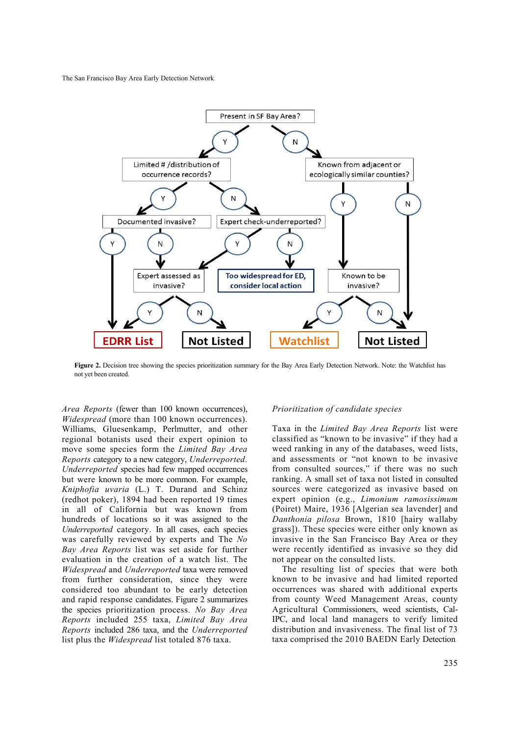**Figure 2.** Decision tree showing the species prioritization summary for the Bay Area Early Detection Network. Note: the Watchlist has not yet been created.

*Area Reports* (fewer than 100 known occurrences), *Widespread* (more than 100 known occurrences). Williams, Gluesenkamp, Perlmutter, and other regional botanists used their expert opinion to move some species form the *Limited Bay Area Reports* category to a new category, *Underreported*. *Underreported* species had few mapped occurrences but were known to be more common. For example, *Kniphofia uvaria* (L.) T. Durand and Schinz (redhot poker), 1894 had been reported 19 times in all of California but was known from hundreds of locations so it was assigned to the *Underreported* category. In all cases, each species was carefully reviewed by experts and The *No Bay Area Reports* list was set aside for further evaluation in the creation of a watch list. The *Widespread* and *Underreported* taxa were removed from further consideration, since they were considered too abundant to be early detection and rapid response candidates. Figure 2 summarizes the species prioritization process. *No Bay Area Reports* included 255 taxa, *Limited Bay Area Reports* included 286 taxa, and the *Underreported* list plus the *Widespread* list totaled 876 taxa.

*Prioritization of candidate species*

Taxa in the *Limited Bay Area Reports* list were classified as "known to be invasive" if they had a weed ranking in any of the databases, weed lists, and assessments or "not known to be invasive from consulted sources," if there was no such ranking. A small set of taxa not listed in consulted sources were categorized as invasive based on expert opinion (e.g., *Limonium ramosissimum* (Poiret) Maire, 1936 [Algerian sea lavender] and *Danthonia pilosa* Brown, 1810 [hairy wallaby grass]). These species were either only known as invasive in the San Francisco Bay Area or they were recently identified as invasive so they did not appear on the consulted lists.

The resulting list of species that were both known to be invasive and had limited reported occurrences was shared with additional experts from county Weed Management Areas, county Agricultural Commissioners, weed scientists, Cal-IPC, and local land managers to verify limited distribution and invasiveness. The final list of 73 taxa comprised the 2010 BAEDN Early Detection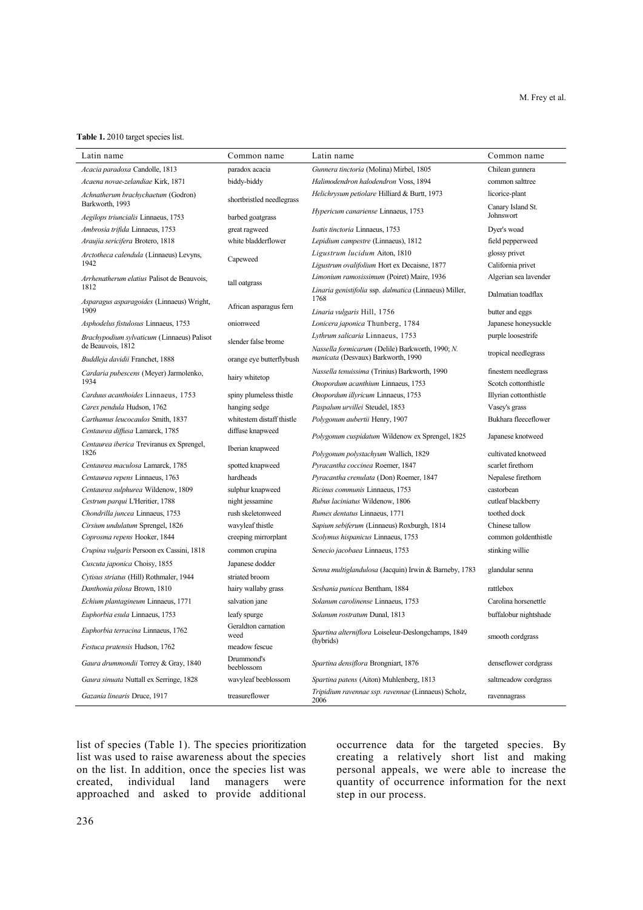**Table 1.** 2010 target species list.

| Latin name | Common name | Latin name | Common name |
|---|---|---|---|
| *Acacia paradoxa* Candolle, 1813 | paradox acacia | *Gunnera tinctoria* (Molina) Mirbel, 1805 | Chilean gunnera |
| *Acaena novae-zelandiae* Kirk, 1871 | biddy-biddy | *Halimodendron halodendron* Voss, 1894 | common salttree |
| *Achnatherum brachychaetum* (Godron) Barkworth, 1993 | shortbristled needlegrass | *Helichrysum petiolare* Hilliard & Burtt, 1973 | licorice-plant |
| *Aegilops triuncialis* Linnaeus, 1753 | barbed goatgrass | *Hypericum canariense* Linnaeus, 1753 | Canary Island St. Johnswort |
| *Ambrosia trifida* Linnaeus, 1753 | great ragweed | *Isatis tinctoria* Linnaeus, 1753 | Dyer's woad |
| *Araujia sericifera* Brotero, 1818 | white bladderflower | *Lepidium campestre* (Linnaeus), 1812 | field pepperweed |
| *Arctotheca calendula* (Linnaeus) Levyns, 1942 | Capeweed | *Ligustrum lucidum* Aiton, 1810 | glossy privet |
| | | *Ligustrum ovalifolium* Hort ex Decaisne, 1877 | California privet |
| *Arrhenatherum elatius* Palisot de Beauvois, 1812 | tall oatgrass | *Limonium ramosissimum* (Poiret) Maire, 1936 | Algerian sea lavender |
| | | *Linaria genistifolia* ssp. *dalmatica* (Linnaeus) Miller, 1768 | Dalmatian toadflax |
| *Asparagus asparagoides* (Linnaeus) Wright, 1909 | African asparagus fern | *Linaria vulgaris* Hill, 1756 | butter and eggs |
| *Asphodelus fistulosus* Linnaeus, 1753 | onionweed | *Lonicera japonica* Thunberg, 1784 | Japanese honeysuckle |
| *Brachypodium sylvaticum* (Linnaeus) Palisot de Beauvois, 1812 | slender false brome | *Lythrum salicaria* Linnaeus, 1753 | purple loosestrife |
| *Buddleja davidii* Franchet, 1888 | orange eye butterflybush | *Nassella formicarum* (Delile) Barkworth, 1990; *N. manicata* (Desvaux) Barkworth, 1990 | tropical needlegrass |
| *Cardaria pubescens* (Meyer) Jarmolenko, 1934 | hairy whitetop | *Nassella tenuissima* (Trinius) Barkworth, 1990 | finestem needlegrass |
| | | *Onopordum acanthium* Linnaeus, 1753 | Scotch cottonthistle |
| *Carduus acanthoides* Linnaeus, 1753 | spiny plumeless thistle | *Onopordum illyricum* Linnaeus, 1753 | Illyrian cottonthistle |
| *Carex pendula* Hudson, 1762 | hanging sedge | *Paspalum urvillei* Steudel, 1853 | Vasey's grass |
| *Carthamus leucocaulos* Smith, 1837 | whitestem distaff thistle | *Polygonum aubertii* Henry, 1907 | Bukhara fleeceflower |
| *Centaurea diffusa* Lamarck, 1785 | diffuse knapweed | *Polygonum cuspidatum* Wildenow ex Sprengel, 1825 | Japanese knotweed |
| *Centaurea iberica* Treviranus ex Sprengel, 1826 | Iberian knapweed | *Polygonum polystachyum* Wallich, 1829 | cultivated knotweed |
| *Centaurea maculosa* Lamarck, 1785 | spotted knapweed | *Pyracantha coccinea* Roemer, 1847 | scarlet firethorn |
| *Centaurea repens* Linnaeus, 1763 | hardheads | *Pyracantha crenulata* (Don) Roemer, 1847 | Nepalese firethorn |
| *Centaurea sulphurea* Wildenow, 1809 | sulphur knapweed | *Ricinus communis* Linnaeus, 1753 | castorbean |
| *Cestrum parqui* L'Heritier, 1788 | night jessamine | *Rubus laciniatus* Wildenow, 1806 | cutleaf blackberry |
| *Chondrilla juncea* Linnaeus, 1753 | rush skeletonweed | *Rumex dentatus* Linnaeus, 1771 | toothed dock |
| *Cirsium undulatum* Sprengel, 1826 | wavyleaf thistle | *Sapium sebiferum* (Linnaeus) Roxburgh, 1814 | Chinese tallow |
| *Coprosma repens* Hooker, 1844 | creeping mirrorplant | *Scolymus hispanicus* Linnaeus, 1753 | common goldenthistle |
| *Crupina vulgaris* Persoon ex Cassini, 1818 | common crupina | *Senecio jacobaea* Linnaeus, 1753 | stinking willie |
| *Cuscuta japonica* Choisy, 1855 | Japanese dodder | *Senna multiglandulosa* (Jacquin) Irwin & Barneby, 1783 | glandular senna |
| *Cytisus striatus* (Hill) Rothmaler, 1944 | striated broom | | |
| *Danthonia pilosa* Brown, 1810 | hairy wallaby grass | *Sesbania punicea* Bentham, 1884 | rattlebox |
| *Echium plantagineum* Linnaeus, 1771 | salvation jane | *Solanum carolinense* Linnaeus, 1753 | Carolina horsenettle |
| *Euphorbia esula* Linnaeus, 1753 | leafy spurge | *Solanum rostratum* Dunal, 1813 | buffalobur nightshade |
| *Euphorbia terracina* Linnaeus, 1762 | Geraldton carnation weed | *Spartina alterniflora* Loiseleur-Deslongchamps, 1849 (hybrids) | smooth cordgrass |
| *Festuca pratensis* Hudson, 1762 | meadow fescue | | |
| *Gaura drummondii* Torrey & Gray, 1840 | Drummond's beeblossom | *Spartina densiflora* Brongniart, 1876 | denseflower cordgrass |
| *Gaura sinuata* Nuttall ex Serringe, 1828 | wavyleaf beeblossom | *Spartina patens* (Aiton) Muhlenberg, 1813 | saltmeadow cordgrass |
| *Gazania linearis* Druce, 1917 | treasureflower | *Tripidium ravennae ssp. ravennae* (Linnaeus) Scholz, 2006 | ravennagrass |

list of species (Table 1). The species prioritization list was used to raise awareness about the species on the list. In addition, once the species list was created, individual land managers were approached and asked to provide additional occurrence data for the targeted species. By creating a relatively short list and making personal appeals, we were able to increase the quantity of occurrence information for the next step in our process.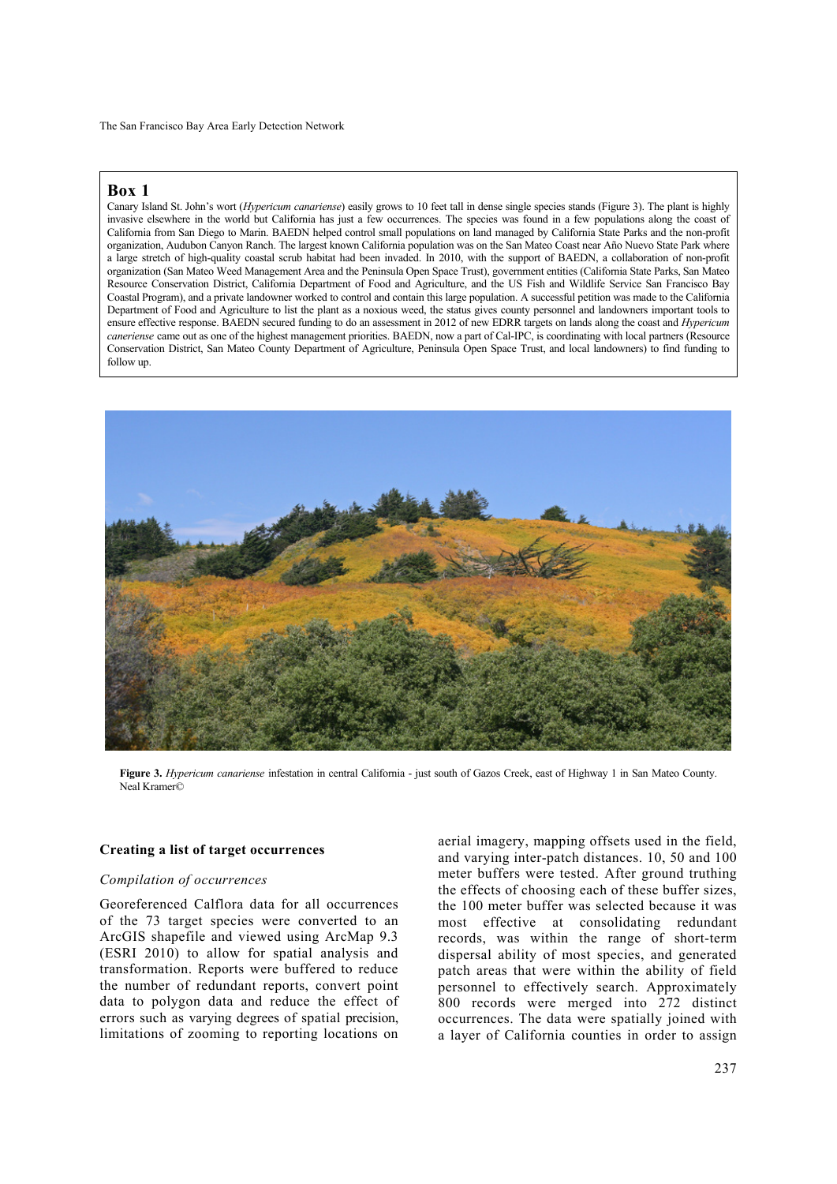## Box 1

Canary Island St. John's wort (*Hypericum canariense*) easily grows to 10 feet tall in dense single species stands (Figure 3). The plant is highly invasive elsewhere in the world but California has just a few occurrences. The species was found in a few populations along the coast of California from San Diego to Marin. BAEDN helped control small populations on land managed by California State Parks and the non-profit organization, Audubon Canyon Ranch. The largest known California population was on the San Mateo Coast near Año Nuevo State Park where a large stretch of high-quality coastal scrub habitat had been invaded. In 2010, with the support of BAEDN, a collaboration of non-profit organization (San Mateo Weed Management Area and the Peninsula Open Space Trust), government entities (California State Parks, San Mateo Resource Conservation District, California Department of Food and Agriculture, and the US Fish and Wildlife Service San Francisco Bay Coastal Program), and a private landowner worked to control and contain this large population. A successful petition was made to the California Department of Food and Agriculture to list the plant as a noxious weed, the status gives county personnel and landowners important tools to ensure effective response. BAEDN secured funding to do an assessment in 2012 of new EDRR targets on lands along the coast and *Hypericum canerіense* came out as one of the highest management priorities. BAEDN, now a part of Cal-IPC, is coordinating with local partners (Resource Conservation District, San Mateo County Department of Agriculture, Peninsula Open Space Trust, and local landowners) to find funding to follow up.

**Figure 3.** *Hypericum canariense* infestation in central California - just south of Gazos Creek, east of Highway 1 in San Mateo County. Neal Kramer©

### Creating a list of target occurrences

#### *Compilation of occurrences*

Georeferenced Calflora data for all occurrences of the 73 target species were converted to an ArcGIS shapefile and viewed using ArcMap 9.3 (ESRI 2010) to allow for spatial analysis and transformation. Reports were buffered to reduce the number of redundant reports, convert point data to polygon data and reduce the effect of errors such as varying degrees of spatial precision, limitations of zooming to reporting locations on aerial imagery, mapping offsets used in the field, and varying inter-patch distances. 10, 50 and 100 meter buffers were tested. After ground truthing the effects of choosing each of these buffer sizes, the 100 meter buffer was selected because it was most effective at consolidating redundant records, was within the range of short-term dispersal ability of most species, and generated patch areas that were within the ability of field personnel to effectively search. Approximately 800 records were merged into 272 distinct occurrences. The data were spatially joined with a layer of California counties in order to assign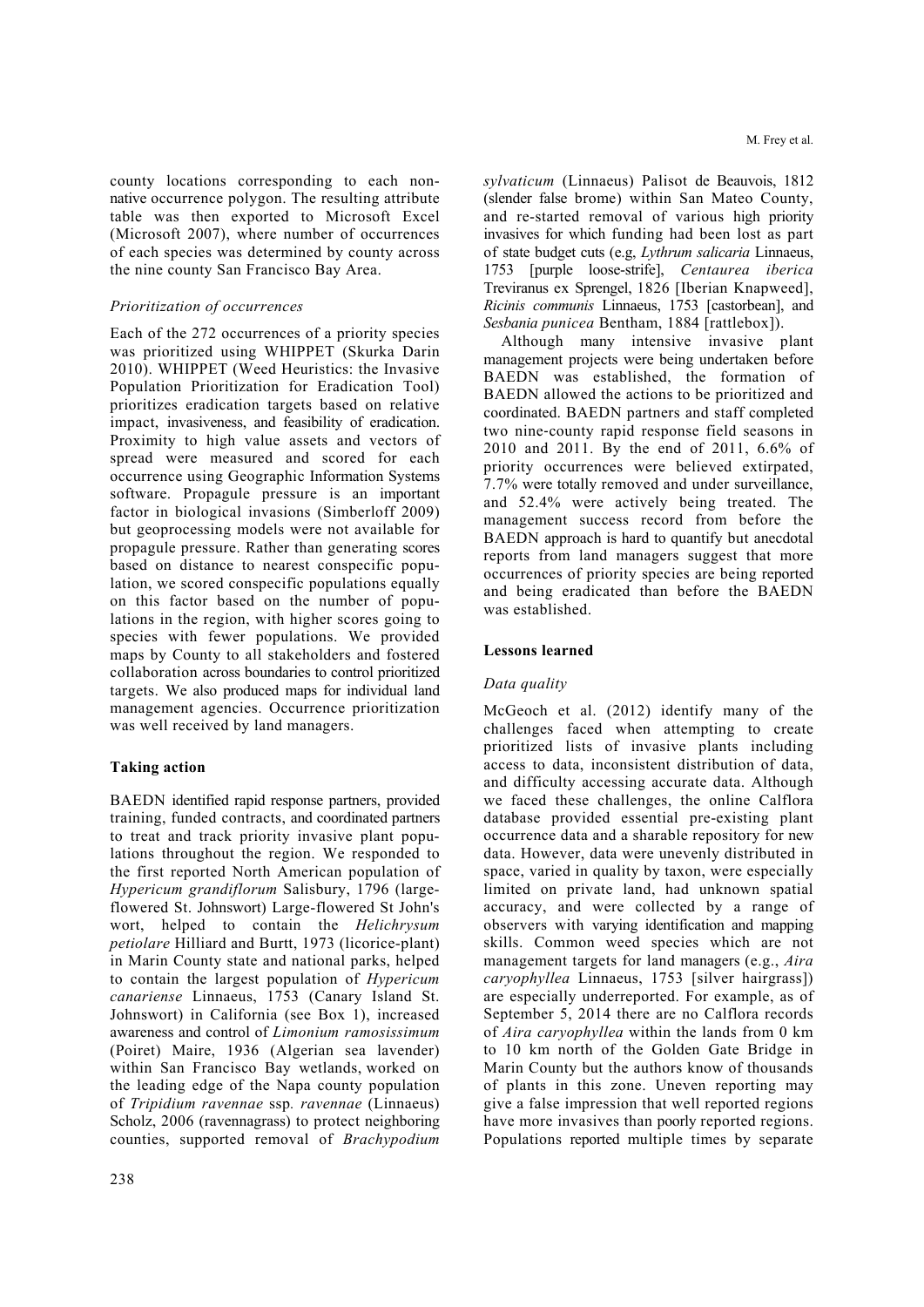county locations corresponding to each non-native occurrence polygon. The resulting attribute table was then exported to Microsoft Excel (Microsoft 2007), where number of occurrences of each species was determined by county across the nine county San Francisco Bay Area.

### *Prioritization of occurrences*

Each of the 272 occurrences of a priority species was prioritized using WHIPPET (Skurka Darin 2010). WHIPPET (Weed Heuristics: the Invasive Population Prioritization for Eradication Tool) prioritizes eradication targets based on relative impact, invasiveness, and feasibility of eradication. Proximity to high value assets and vectors of spread were measured and scored for each occurrence using Geographic Information Systems software. Propagule pressure is an important factor in biological invasions (Simberloff 2009) but geoprocessing models were not available for propagule pressure. Rather than generating scores based on distance to nearest conspecific population, we scored conspecific populations equally on this factor based on the number of populations in the region, with higher scores going to species with fewer populations. We provided maps by County to all stakeholders and fostered collaboration across boundaries to control prioritized targets. We also produced maps for individual land management agencies. Occurrence prioritization was well received by land managers.

## **Taking action**

BAEDN identified rapid response partners, provided training, funded contracts, and coordinated partners to treat and track priority invasive plant populations throughout the region. We responded to the first reported North American population of *Hypericum grandiflorum* Salisbury, 1796 (large-flowered St. Johnswort) Large-flowered St John's wort, helped to contain the *Helichrysum petiolare* Hilliard and Burtt, 1973 (licorice-plant) in Marin County state and national parks, helped to contain the largest population of *Hypericum canariense* Linnaeus, 1753 (Canary Island St. Johnswort) in California (see Box 1), increased awareness and control of *Limonium ramosissimum* (Poiret) Maire, 1936 (Algerian sea lavender) within San Francisco Bay wetlands, worked on the leading edge of the Napa county population of *Tripidium ravennae* ssp. *ravennae* (Linnaeus) Scholz, 2006 (ravennagrass) to protect neighboring counties, supported removal of *Brachypodium sylvaticum* (Linnaeus) Palisot de Beauvois, 1812 (slender false brome) within San Mateo County, and re-started removal of various high priority invasives for which funding had been lost as part of state budget cuts (e.g, *Lythrum salicaria* Linnaeus, 1753 [purple loose-strife], *Centaurea iberica* Treviranus ex Sprengel, 1826 [Iberian Knapweed], *Ricinis communis* Linnaeus, 1753 [castorbean], and *Sesbania punicea* Bentham, 1884 [rattlebox]).

Although many intensive invasive plant management projects were being undertaken before BAEDN was established, the formation of BAEDN allowed the actions to be prioritized and coordinated. BAEDN partners and staff completed two nine-county rapid response field seasons in 2010 and 2011. By the end of 2011, 6.6% of priority occurrences were believed extirpated, 7.7% were totally removed and under surveillance, and 52.4% were actively being treated. The management success record from before the BAEDN approach is hard to quantify but anecdotal reports from land managers suggest that more occurrences of priority species are being reported and being eradicated than before the BAEDN was established.

## **Lessons learned**

### *Data quality*

McGeoch et al. (2012) identify many of the challenges faced when attempting to create prioritized lists of invasive plants including access to data, inconsistent distribution of data, and difficulty accessing accurate data. Although we faced these challenges, the online Calflora database provided essential pre-existing plant occurrence data and a sharable repository for new data. However, data were unevenly distributed in space, varied in quality by taxon, were especially limited on private land, had unknown spatial accuracy, and were collected by a range of observers with varying identification and mapping skills. Common weed species which are not management targets for land managers (e.g., *Aira caryophyllea* Linnaeus, 1753 [silver hairgrass]) are especially underreported. For example, as of September 5, 2014 there are no Calflora records of *Aira caryophyllea* within the lands from 0 km to 10 km north of the Golden Gate Bridge in Marin County but the authors know of thousands of plants in this zone. Uneven reporting may give a false impression that well reported regions have more invasives than poorly reported regions. Populations reported multiple times by separate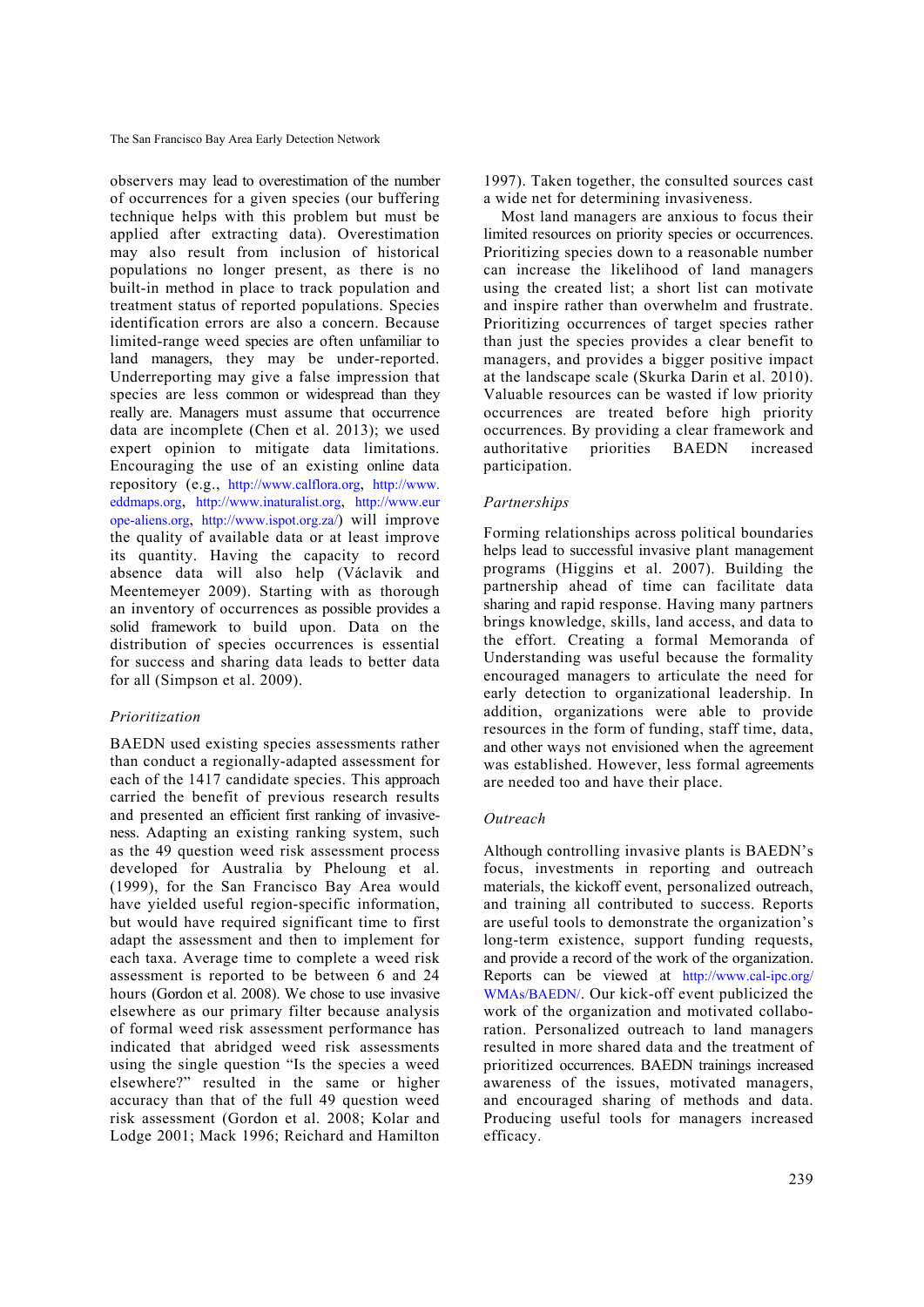observers may lead to overestimation of the number of occurrences for a given species (our buffering technique helps with this problem but must be applied after extracting data). Overestimation may also result from inclusion of historical populations no longer present, as there is no built-in method in place to track population and treatment status of reported populations. Species identification errors are also a concern. Because limited-range weed species are often unfamiliar to land managers, they may be under-reported. Underreporting may give a false impression that species are less common or widespread than they really are. Managers must assume that occurrence data are incomplete (Chen et al. 2013); we used expert opinion to mitigate data limitations. Encouraging the use of an existing online data repository (e.g., http://www.calflora.org, http://www.eddmaps.org, http://www.inaturalist.org, http://www.europe-aliens.org, http://www.ispot.org.za/) will improve the quality of available data or at least improve its quantity. Having the capacity to record absence data will also help (Václavik and Meentemeyer 2009). Starting with as thorough an inventory of occurrences as possible provides a solid framework to build upon. Data on the distribution of species occurrences is essential for success and sharing data leads to better data for all (Simpson et al. 2009).

*Prioritization*

BAEDN used existing species assessments rather than conduct a regionally-adapted assessment for each of the 1417 candidate species. This approach carried the benefit of previous research results and presented an efficient first ranking of invasiveness. Adapting an existing ranking system, such as the 49 question weed risk assessment process developed for Australia by Pheloung et al. (1999), for the San Francisco Bay Area would have yielded useful region-specific information, but would have required significant time to first adapt the assessment and then to implement for each taxa. Average time to complete a weed risk assessment is reported to be between 6 and 24 hours (Gordon et al. 2008). We chose to use invasive elsewhere as our primary filter because analysis of formal weed risk assessment performance has indicated that abridged weed risk assessments using the single question "Is the species a weed elsewhere?" resulted in the same or higher accuracy than that of the full 49 question weed risk assessment (Gordon et al. 2008; Kolar and Lodge 2001; Mack 1996; Reichard and Hamilton 1997). Taken together, the consulted sources cast a wide net for determining invasiveness.

Most land managers are anxious to focus their limited resources on priority species or occurrences. Prioritizing species down to a reasonable number can increase the likelihood of land managers using the created list; a short list can motivate and inspire rather than overwhelm and frustrate. Prioritizing occurrences of target species rather than just the species provides a clear benefit to managers, and provides a bigger positive impact at the landscape scale (Skurka Darin et al. 2010). Valuable resources can be wasted if low priority occurrences are treated before high priority occurrences. By providing a clear framework and authoritative priorities BAEDN increased participation.

*Partnerships*

Forming relationships across political boundaries helps lead to successful invasive plant management programs (Higgins et al. 2007). Building the partnership ahead of time can facilitate data sharing and rapid response. Having many partners brings knowledge, skills, land access, and data to the effort. Creating a formal Memoranda of Understanding was useful because the formality encouraged managers to articulate the need for early detection to organizational leadership. In addition, organizations were able to provide resources in the form of funding, staff time, data, and other ways not envisioned when the agreement was established. However, less formal agreements are needed too and have their place.

*Outreach*

Although controlling invasive plants is BAEDN's focus, investments in reporting and outreach materials, the kickoff event, personalized outreach, and training all contributed to success. Reports are useful tools to demonstrate the organization's long-term existence, support funding requests, and provide a record of the work of the organization. Reports can be viewed at http://www.cal-ipc.org/WMAs/BAEDN/. Our kick-off event publicized the work of the organization and motivated collaboration. Personalized outreach to land managers resulted in more shared data and the treatment of prioritized occurrences. BAEDN trainings increased awareness of the issues, motivated managers, and encouraged sharing of methods and data. Producing useful tools for managers increased efficacy.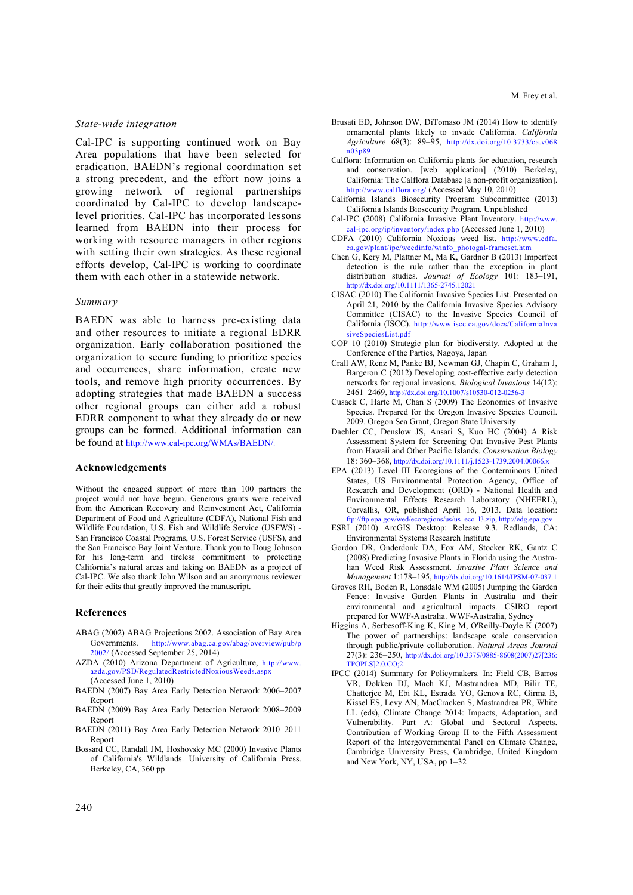### *State-wide integration*

Cal-IPC is supporting continued work on Bay Area populations that have been selected for eradication. BAEDN's regional coordination set a strong precedent, and the effort now joins a growing network of regional partnerships coordinated by Cal-IPC to develop landscape-level priorities. Cal-IPC has incorporated lessons learned from BAEDN into their process for working with resource managers in other regions with setting their own strategies. As these regional efforts develop, Cal-IPC is working to coordinate them with each other in a statewide network.

### *Summary*

BAEDN was able to harness pre-existing data and other resources to initiate a regional EDRR organization. Early collaboration positioned the organization to secure funding to prioritize species and occurrences, share information, create new tools, and remove high priority occurrences. By adopting strategies that made BAEDN a success other regional groups can either add a robust EDRR component to what they already do or new groups can be formed. Additional information can be found at http://www.cal-ipc.org/WMAs/BAEDN/.

## Acknowledgements

Without the engaged support of more than 100 partners the project would not have begun. Generous grants were received from the American Recovery and Reinvestment Act, California Department of Food and Agriculture (CDFA), National Fish and Wildlife Foundation, U.S. Fish and Wildlife Service (USFWS) - San Francisco Coastal Programs, U.S. Forest Service (USFS), and the San Francisco Bay Joint Venture. Thank you to Doug Johnson for his long-term and tireless commitment to protecting California's natural areas and taking on BAEDN as a project of Cal-IPC. We also thank John Wilson and an anonymous reviewer for their edits that greatly improved the manuscript.

## References

ABAG (2002) ABAG Projections 2002. Association of Bay Area Governments. http://www.abag.ca.gov/abag/overview/pub/p2002/ (Accessed September 25, 2014)

AZDA (2010) Arizona Department of Agriculture, http://www.azda.gov/PSD/RegulatedRestrictedNoxiousWeeds.aspx (Accessed June 1, 2010)

BAEDN (2007) Bay Area Early Detection Network 2006–2007 Report

BAEDN (2009) Bay Area Early Detection Network 2008–2009 Report

BAEDN (2011) Bay Area Early Detection Network 2010–2011 Report

Bossard CC, Randall JM, Hoshovsky MC (2000) Invasive Plants of California's Wildlands. University of California Press. Berkeley, CA, 360 pp

Brusati ED, Johnson DW, DiTomaso JM (2014) How to identify ornamental plants likely to invade California. *California Agriculture* 68(3): 89–95, http://dx.doi.org/10.3733/ca.v068n03p89

Calflora: Information on California plants for education, research and conservation. [web application] (2010) Berkeley, California: The Calflora Database [a non-profit organization]. http://www.calflora.org/ (Accessed May 10, 2010)

California Islands Biosecurity Program Subcommittee (2013) California Islands Biosecurity Program. Unpublished

Cal-IPC (2008) California Invasive Plant Inventory. http://www.cal-ipc.org/ip/inventory/index.php (Accessed June 1, 2010)

CDFA (2010) California Noxious weed list. http://www.cdfa.ca.gov/plant/ipc/weedinfo/winfo_photogal-frameset.htm

Chen G, Kery M, Plattner M, Ma K, Gardner B (2013) Imperfect detection is the rule rather than the exception in plant distribution studies. *Journal of Ecology* 101: 183–191, http://dx.doi.org/10.1111/1365-2745.12021

CISAC (2010) The California Invasive Species List. Presented on April 21, 2010 by the California Invasive Species Advisory Committee (CISAC) to the Invasive Species Council of California (ISCC). http://www.iscc.ca.gov/docs/CaliforniaInvasiveSpeciesList.pdf

COP 10 (2010) Strategic plan for biodiversity. Adopted at the Conference of the Parties, Nagoya, Japan

Crall AW, Renz M, Panke BJ, Newman GJ, Chapin C, Graham J, Bargeron C (2012) Developing cost-effective early detection networks for regional invasions. *Biological Invasions* 14(12): 2461–2469, http://dx.doi.org/10.1007/s10530-012-0256-3

Cusack C, Harte M, Chan S (2009) The Economics of Invasive Species. Prepared for the Oregon Invasive Species Council. 2009. Oregon Sea Grant, Oregon State University

Daehler CC, Denslow JS, Ansari S, Kuo HC (2004) A Risk Assessment System for Screening Out Invasive Pest Plants from Hawaii and Other Pacific Islands. *Conservation Biology* 18: 360–368, http://dx.doi.org/10.1111/j.1523-1739.2004.00066.x

EPA (2013) Level III Ecoregions of the Conterminous United States, US Environmental Protection Agency, Office of Research and Development (ORD) - National Health and Environmental Effects Research Laboratory (NHEERL), Corvallis, OR, published April 16, 2013. Data location: ftp://ftp.epa.gov/wed/ecoregions/us/us_eco_l3.zip, http://edg.epa.gov

ESRI (2010) ArcGIS Desktop: Release 9.3. Redlands, CA: Environmental Systems Research Institute

Gordon DR, Onderdonk DA, Fox AM, Stocker RK, Gantz C (2008) Predicting Invasive Plants in Florida using the Australian Weed Risk Assessment. *Invasive Plant Science and Management* 1:178–195, http://dx.doi.org/10.1614/IPSM-07-037.1

Groves RH, Boden R, Lonsdale WM (2005) Jumping the Garden Fence: Invasive Garden Plants in Australia and their environmental and agricultural impacts. CSIRO report prepared for WWF-Australia. WWF-Australia, Sydney

Higgins A, Serbesoff-King K, King M, O'Reilly-Doyle K (2007) The power of partnerships: landscape scale conservation through public/private collaboration. *Natural Areas Journal* 27(3): 236–250, http://dx.doi.org/10.3375/0885-8608(2007)27[236:TPOPLS]2.0.CO;2

IPCC (2014) Summary for Policymakers. In: Field CB, Barros VR, Dokken DJ, Mach KJ, Mastrandrea MD, Bilir TE, Chatterjee M, Ebi KL, Estrada YO, Genova RC, Girma B, Kissel ES, Levy AN, MacCracken S, Mastrandrea PR, White LL (eds), Climate Change 2014: Impacts, Adaptation, and Vulnerability. Part A: Global and Sectoral Aspects. Contribution of Working Group II to the Fifth Assessment Report of the Intergovernmental Panel on Climate Change, Cambridge University Press, Cambridge, United Kingdom and New York, NY, USA, pp 1–32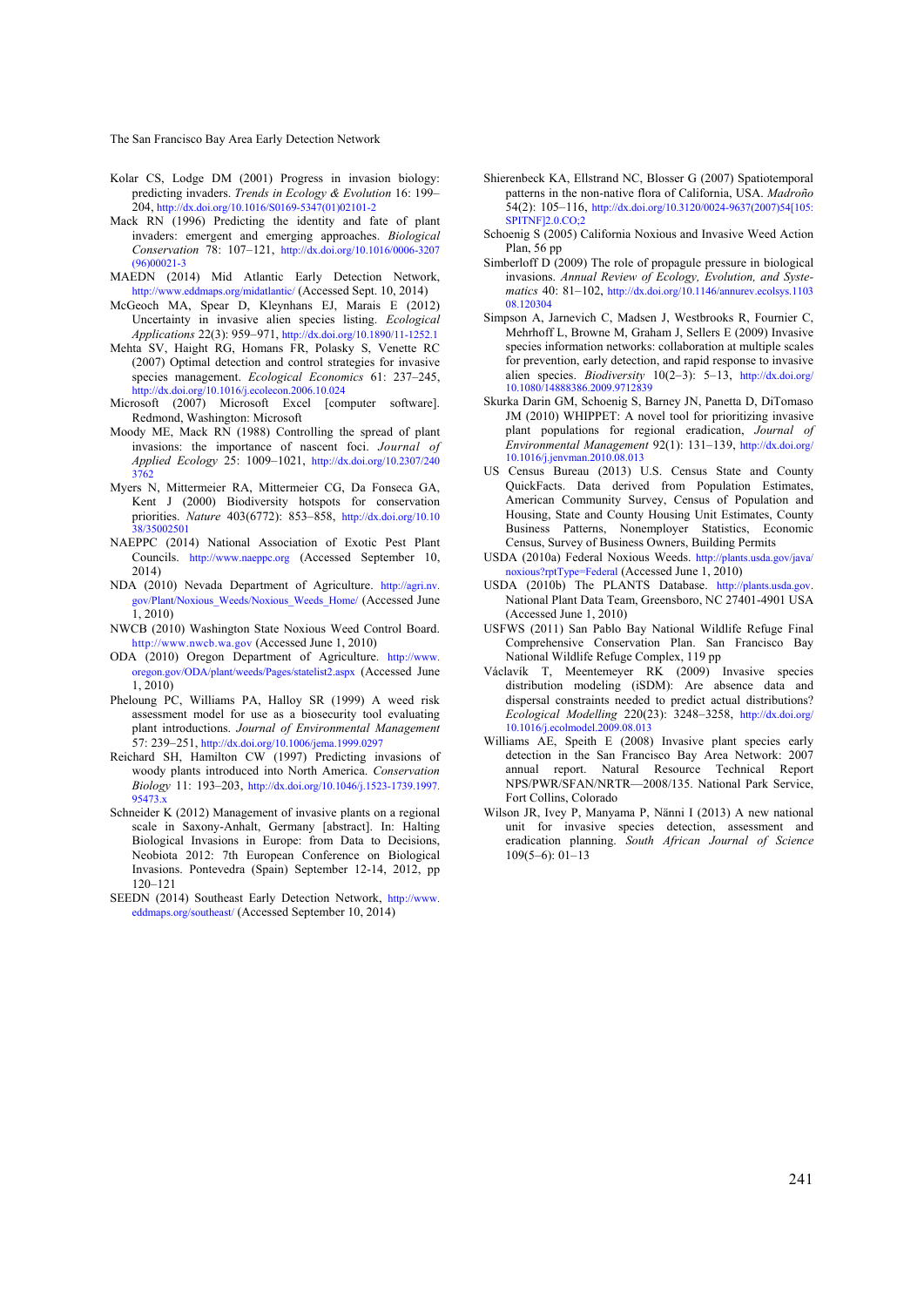Kolar CS, Lodge DM (2001) Progress in invasion biology: predicting invaders. *Trends in Ecology & Evolution* 16: 199–204, http://dx.doi.org/10.1016/S0169-5347(01)02101-2

Mack RN (1996) Predicting the identity and fate of plant invaders: emergent and emerging approaches. *Biological Conservation* 78: 107–121, http://dx.doi.org/10.1016/0006-3207(96)00021-3

MAEDN (2014) Mid Atlantic Early Detection Network, http://www.eddmaps.org/midatlantic/ (Accessed Sept. 10, 2014)

McGeoch MA, Spear D, Kleynhans EJ, Marais E (2012) Uncertainty in invasive alien species listing. *Ecological Applications* 22(3): 959–971, http://dx.doi.org/10.1890/11-1252.1

Mehta SV, Haight RG, Homans FR, Polasky S, Venette RC (2007) Optimal detection and control strategies for invasive species management. *Ecological Economics* 61: 237–245, http://dx.doi.org/10.1016/j.ecolecon.2006.10.024

Microsoft (2007) Microsoft Excel [computer software]. Redmond, Washington: Microsoft

Moody ME, Mack RN (1988) Controlling the spread of plant invasions: the importance of nascent foci. *Journal of Applied Ecology* 25: 1009–1021, http://dx.doi.org/10.2307/2403762

Myers N, Mittermeier RA, Mittermeier CG, Da Fonseca GA, Kent J (2000) Biodiversity hotspots for conservation priorities. *Nature* 403(6772): 853–858, http://dx.doi.org/10.1038/35002501

NAEPPC (2014) National Association of Exotic Pest Plant Councils. http://www.naeppc.org (Accessed September 10, 2014)

NDA (2010) Nevada Department of Agriculture. http://agri.nv.gov/Plant/Noxious_Weeds/Noxious_Weeds_Home/ (Accessed June 1, 2010)

NWCB (2010) Washington State Noxious Weed Control Board. http://www.nwcb.wa.gov (Accessed June 1, 2010)

ODA (2010) Oregon Department of Agriculture. http://www.oregon.gov/ODA/plant/weeds/Pages/statelist2.aspx (Accessed June 1, 2010)

Pheloung PC, Williams PA, Halloy SR (1999) A weed risk assessment model for use as a biosecurity tool evaluating plant introductions. *Journal of Environmental Management* 57: 239–251, http://dx.doi.org/10.1006/jema.1999.0297

Reichard SH, Hamilton CW (1997) Predicting invasions of woody plants introduced into North America. *Conservation Biology* 11: 193–203, http://dx.doi.org/10.1046/j.1523-1739.1997.95473.x

Schneider K (2012) Management of invasive plants on a regional scale in Saxony-Anhalt, Germany [abstract]. In: Halting Biological Invasions in Europe: from Data to Decisions, Neobiota 2012: 7th European Conference on Biological Invasions. Pontevedra (Spain) September 12-14, 2012, pp 120–121

SEEDN (2014) Southeast Early Detection Network, http://www.eddmaps.org/southeast/ (Accessed September 10, 2014)

Shierenbeck KA, Ellstrand NC, Blosser G (2007) Spatiotemporal patterns in the non-native flora of California, USA. *Madroño* 54(2): 105–116, http://dx.doi.org/10.3120/0024-9637(2007)54[105:SPITNF]2.0.CO;2

Schoenig S (2005) California Noxious and Invasive Weed Action Plan, 56 pp

Simberloff D (2009) The role of propagule pressure in biological invasions. *Annual Review of Ecology, Evolution, and Systematics* 40: 81–102, http://dx.doi.org/10.1146/annurev.ecolsys.110308.120304

Simpson A, Jarnevich C, Madsen J, Westbrooks R, Fournier C, Mehrhoff L, Browne M, Graham J, Sellers E (2009) Invasive species information networks: collaboration at multiple scales for prevention, early detection, and rapid response to invasive alien species. *Biodiversity* 10(2–3): 5–13, http://dx.doi.org/10.1080/14888386.2009.9712839

Skurka Darin GM, Schoenig S, Barney JN, Panetta D, DiTomaso JM (2010) WHIPPET: A novel tool for prioritizing invasive plant populations for regional eradication, *Journal of Environmental Management* 92(1): 131–139, http://dx.doi.org/10.1016/j.jenvman.2010.08.013

US Census Bureau (2013) U.S. Census State and County QuickFacts. Data derived from Population Estimates, American Community Survey, Census of Population and Housing, State and County Housing Unit Estimates, County Business Patterns, Nonemployer Statistics, Economic Census, Survey of Business Owners, Building Permits

USDA (2010a) Federal Noxious Weeds. http://plants.usda.gov/java/noxious?rptType=Federal (Accessed June 1, 2010)

USDA (2010b) The PLANTS Database. http://plants.usda.gov. National Plant Data Team, Greensboro, NC 27401-4901 USA (Accessed June 1, 2010)

USFWS (2011) San Pablo Bay National Wildlife Refuge Final Comprehensive Conservation Plan. San Francisco Bay National Wildlife Refuge Complex, 119 pp

Václavík T, Meentemeyer RK (2009) Invasive species distribution modeling (iSDM): Are absence data and dispersal constraints needed to predict actual distributions? *Ecological Modelling* 220(23): 3248–3258, http://dx.doi.org/10.1016/j.ecolmodel.2009.08.013

Williams AE, Speith E (2008) Invasive plant species early detection in the San Francisco Bay Area Network: 2007 annual report. Natural Resource Technical Report NPS/PWR/SFAN/NRTR—2008/135. National Park Service, Fort Collins, Colorado

Wilson JR, Ivey P, Manyama P, Nänni I (2013) A new national unit for invasive species detection, assessment and eradication planning. *South African Journal of Science* 109(5–6): 01–13